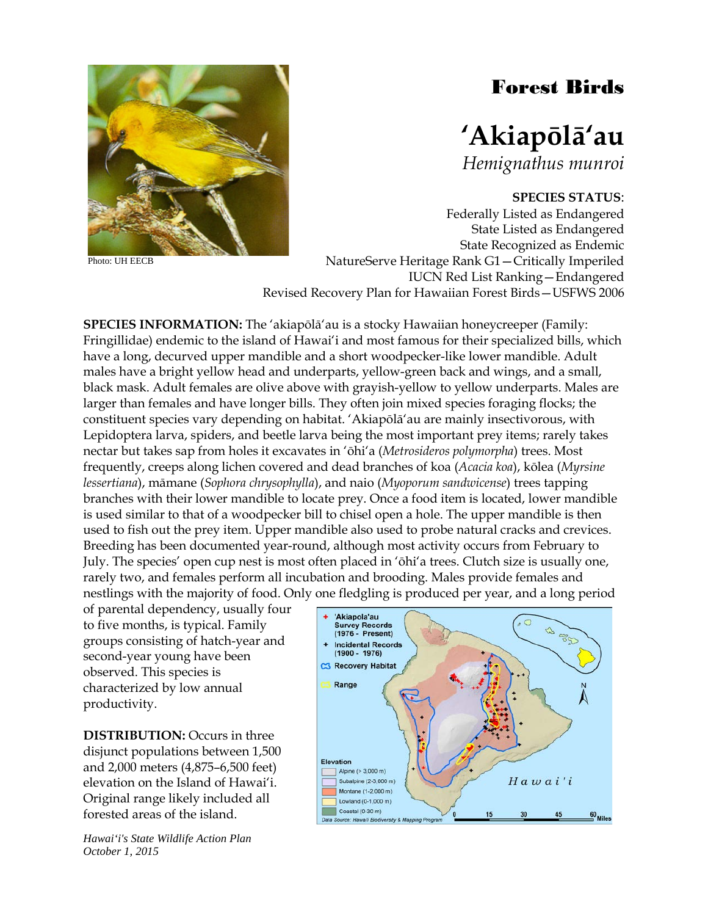Photo: UH EECB

# Forest Birds

## ʻAkiapōlāʻau

*Hemignathus munroi*

**SPECIES STATUS**:
Federally Listed as Endangered
State Listed as Endangered
State Recognized as Endemic
NatureServe Heritage Rank G1—Critically Imperiled
IUCN Red List Ranking—Endangered
Revised Recovery Plan for Hawaiian Forest Birds—USFWS 2006

**SPECIES INFORMATION:** The ʻakiapōlāʻau is a stocky Hawaiian honeycreeper (Family: Fringillidae) endemic to the island of Hawaiʻi and most famous for their specialized bills, which have a long, decurved upper mandible and a short woodpecker-like lower mandible. Adult males have a bright yellow head and underparts, yellow-green back and wings, and a small, black mask. Adult females are olive above with grayish-yellow to yellow underparts. Males are larger than females and have longer bills. They often join mixed species foraging flocks; the constituent species vary depending on habitat. ʻAkiapōlāʻau are mainly insectivorous, with Lepidoptera larva, spiders, and beetle larva being the most important prey items; rarely takes nectar but takes sap from holes it excavates in ʻōhiʻa (*Metrosideros polymorpha*) trees. Most frequently, creeps along lichen covered and dead branches of koa (*Acacia koa*), kōlea (*Myrsine lessertiana*), māmane (*Sophora chrysophylla*), and naio (*Myoporum sandwicense*) trees tapping branches with their lower mandible to locate prey. Once a food item is located, lower mandible is used similar to that of a woodpecker bill to chisel open a hole. The upper mandible is then used to fish out the prey item. Upper mandible also used to probe natural cracks and crevices. Breeding has been documented year-round, although most activity occurs from February to July. The species' open cup nest is most often placed in ʻōhiʻa trees. Clutch size is usually one, rarely two, and females perform all incubation and brooding. Males provide females and nestlings with the majority of food. Only one fledgling is produced per year, and a long period of parental dependency, usually four to five months, is typical. Family groups consisting of hatch-year and second-year young have been observed. This species is characterized by low annual productivity.

**DISTRIBUTION:** Occurs in three disjunct populations between 1,500 and 2,000 meters (4,875–6,500 feet) elevation on the Island of Hawaiʻi. Original range likely included all forested areas of the island.

*Hawaiʻi's State Wildlife Action Plan*
*October 1, 2015*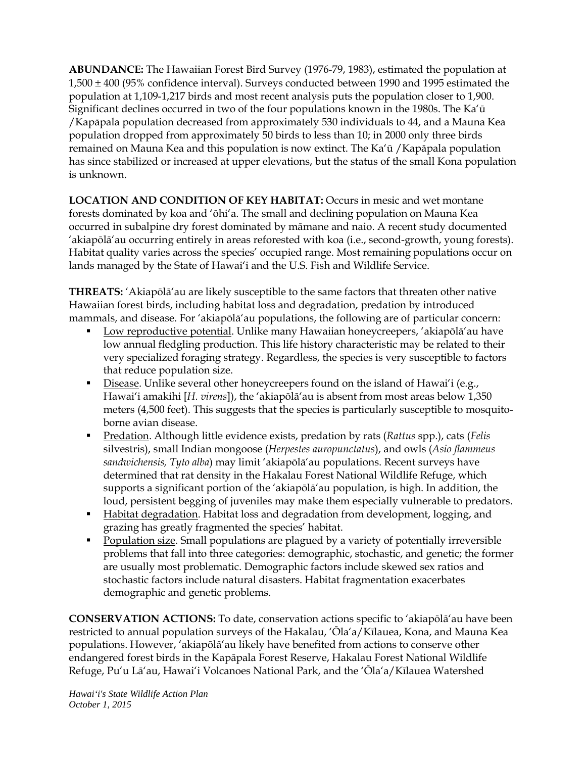**ABUNDANCE:** The Hawaiian Forest Bird Survey (1976-79, 1983), estimated the population at 1,500 ± 400 (95% confidence interval). Surveys conducted between 1990 and 1995 estimated the population at 1,109-1,217 birds and most recent analysis puts the population closer to 1,900. Significant declines occurred in two of the four populations known in the 1980s. The Kaʻū /Kapāpala population decreased from approximately 530 individuals to 44, and a Mauna Kea population dropped from approximately 50 birds to less than 10; in 2000 only three birds remained on Mauna Kea and this population is now extinct. The Kaʻū /Kapāpala population has since stabilized or increased at upper elevations, but the status of the small Kona population is unknown.

**LOCATION AND CONDITION OF KEY HABITAT:** Occurs in mesic and wet montane forests dominated by koa and ʻōhiʻa. The small and declining population on Mauna Kea occurred in subalpine dry forest dominated by māmane and naio. A recent study documented ʻakiapōlāʻau occurring entirely in areas reforested with koa (i.e., second-growth, young forests). Habitat quality varies across the species' occupied range. Most remaining populations occur on lands managed by the State of Hawaiʻi and the U.S. Fish and Wildlife Service.

**THREATS:** ʻAkiapōlāʻau are likely susceptible to the same factors that threaten other native Hawaiian forest birds, including habitat loss and degradation, predation by introduced mammals, and disease. For ʻakiapōlāʻau populations, the following are of particular concern:

- Low reproductive potential. Unlike many Hawaiian honeycreepers, ʻakiapōlāʻau have low annual fledgling production. This life history characteristic may be related to their very specialized foraging strategy. Regardless, the species is very susceptible to factors that reduce population size.
- Disease. Unlike several other honeycreepers found on the island of Hawaiʻi (e.g., Hawaiʻi amakihi [*H. virens*]), the ʻakiapōlāʻau is absent from most areas below 1,350 meters (4,500 feet). This suggests that the species is particularly susceptible to mosquito-borne avian disease.
- Predation. Although little evidence exists, predation by rats (*Rattus* spp.), cats (*Felis* silvestris), small Indian mongoose (*Herpestes auropunctatus*), and owls (*Asio flammeus sandwichensis, Tyto alba*) may limit ʻakiapōlāʻau populations. Recent surveys have determined that rat density in the Hakalau Forest National Wildlife Refuge, which supports a significant portion of the ʻakiapōlāʻau population, is high. In addition, the loud, persistent begging of juveniles may make them especially vulnerable to predators.
- Habitat degradation. Habitat loss and degradation from development, logging, and grazing has greatly fragmented the species' habitat.
- Population size. Small populations are plagued by a variety of potentially irreversible problems that fall into three categories: demographic, stochastic, and genetic; the former are usually most problematic. Demographic factors include skewed sex ratios and stochastic factors include natural disasters. Habitat fragmentation exacerbates demographic and genetic problems.

**CONSERVATION ACTIONS:** To date, conservation actions specific to ʻakiapōlāʻau have been restricted to annual population surveys of the Hakalau, ʻŌlaʻa/Kīlauea, Kona, and Mauna Kea populations. However, ʻakiapōlāʻau likely have benefited from actions to conserve other endangered forest birds in the Kapāpala Forest Reserve, Hakalau Forest National Wildlife Refuge, Puʻu Lāʻau, Hawaiʻi Volcanoes National Park, and the ʻŌlaʻa/Kīlauea Watershed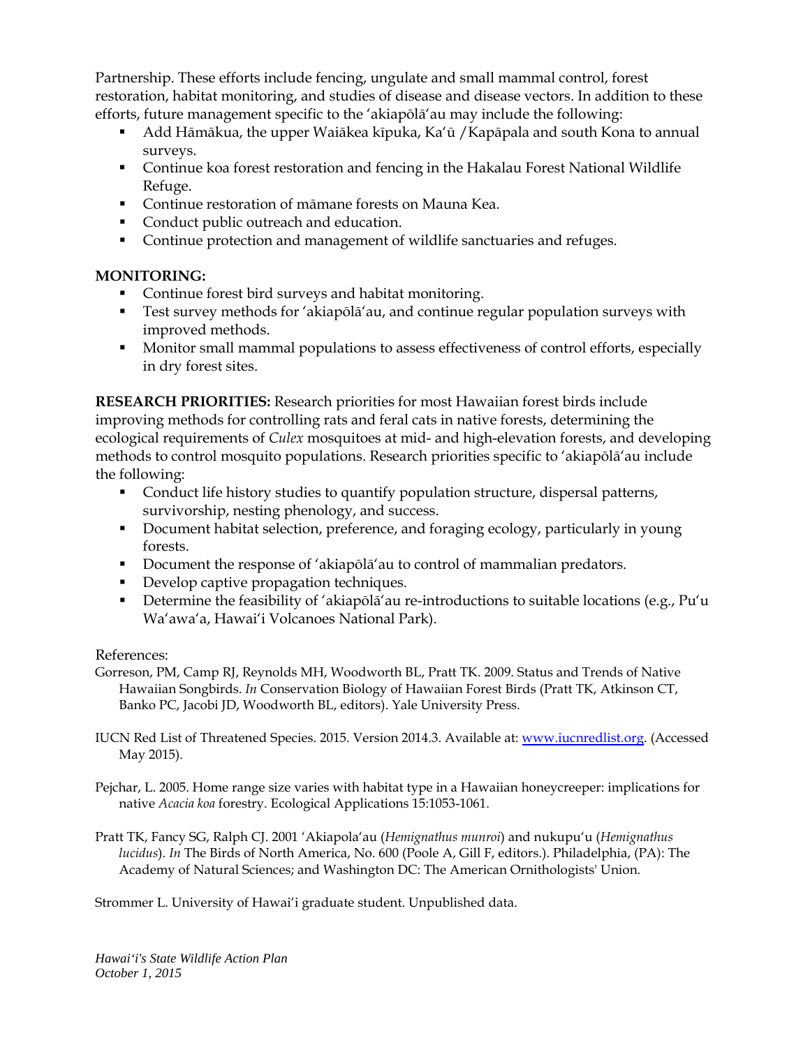Partnership. These efforts include fencing, ungulate and small mammal control, forest restoration, habitat monitoring, and studies of disease and disease vectors. In addition to these efforts, future management specific to the ʻakiapōlāʻau may include the following:

- Add Hāmākua, the upper Waiākea kīpuka, Kaʻū /Kapāpala and south Kona to annual surveys.
- Continue koa forest restoration and fencing in the Hakalau Forest National Wildlife Refuge.
- Continue restoration of māmane forests on Mauna Kea.
- Conduct public outreach and education.
- Continue protection and management of wildlife sanctuaries and refuges.

**MONITORING:**

- Continue forest bird surveys and habitat monitoring.
- Test survey methods for ʻakiapōlāʻau, and continue regular population surveys with improved methods.
- Monitor small mammal populations to assess effectiveness of control efforts, especially in dry forest sites.

**RESEARCH PRIORITIES:** Research priorities for most Hawaiian forest birds include improving methods for controlling rats and feral cats in native forests, determining the ecological requirements of *Culex* mosquitoes at mid- and high-elevation forests, and developing methods to control mosquito populations. Research priorities specific to ʻakiapōlāʻau include the following:

- Conduct life history studies to quantify population structure, dispersal patterns, survivorship, nesting phenology, and success.
- Document habitat selection, preference, and foraging ecology, particularly in young forests.
- Document the response of ʻakiapōlāʻau to control of mammalian predators.
- Develop captive propagation techniques.
- Determine the feasibility of ʻakiapōlāʻau re-introductions to suitable locations (e.g., Puʻu Waʻawaʻa, Hawaiʻi Volcanoes National Park).

References:

Gorreson, PM, Camp RJ, Reynolds MH, Woodworth BL, Pratt TK. 2009. Status and Trends of Native Hawaiian Songbirds. *In* Conservation Biology of Hawaiian Forest Birds (Pratt TK, Atkinson CT, Banko PC, Jacobi JD, Woodworth BL, editors). Yale University Press.

IUCN Red List of Threatened Species. 2015. Version 2014.3. Available at: www.iucnredlist.org. (Accessed May 2015).

Pejchar, L. 2005. Home range size varies with habitat type in a Hawaiian honeycreeper: implications for native *Acacia koa* forestry. Ecological Applications 15:1053-1061.

Pratt TK, Fancy SG, Ralph CJ. 2001 ʻAkiapolaʻau (*Hemignathus munroi*) and nukupuʻu (*Hemignathus lucidus*). *In* The Birds of North America, No. 600 (Poole A, Gill F, editors.). Philadelphia, (PA): The Academy of Natural Sciences; and Washington DC: The American Ornithologists' Union.

Strommer L. University of Hawaiʻi graduate student. Unpublished data.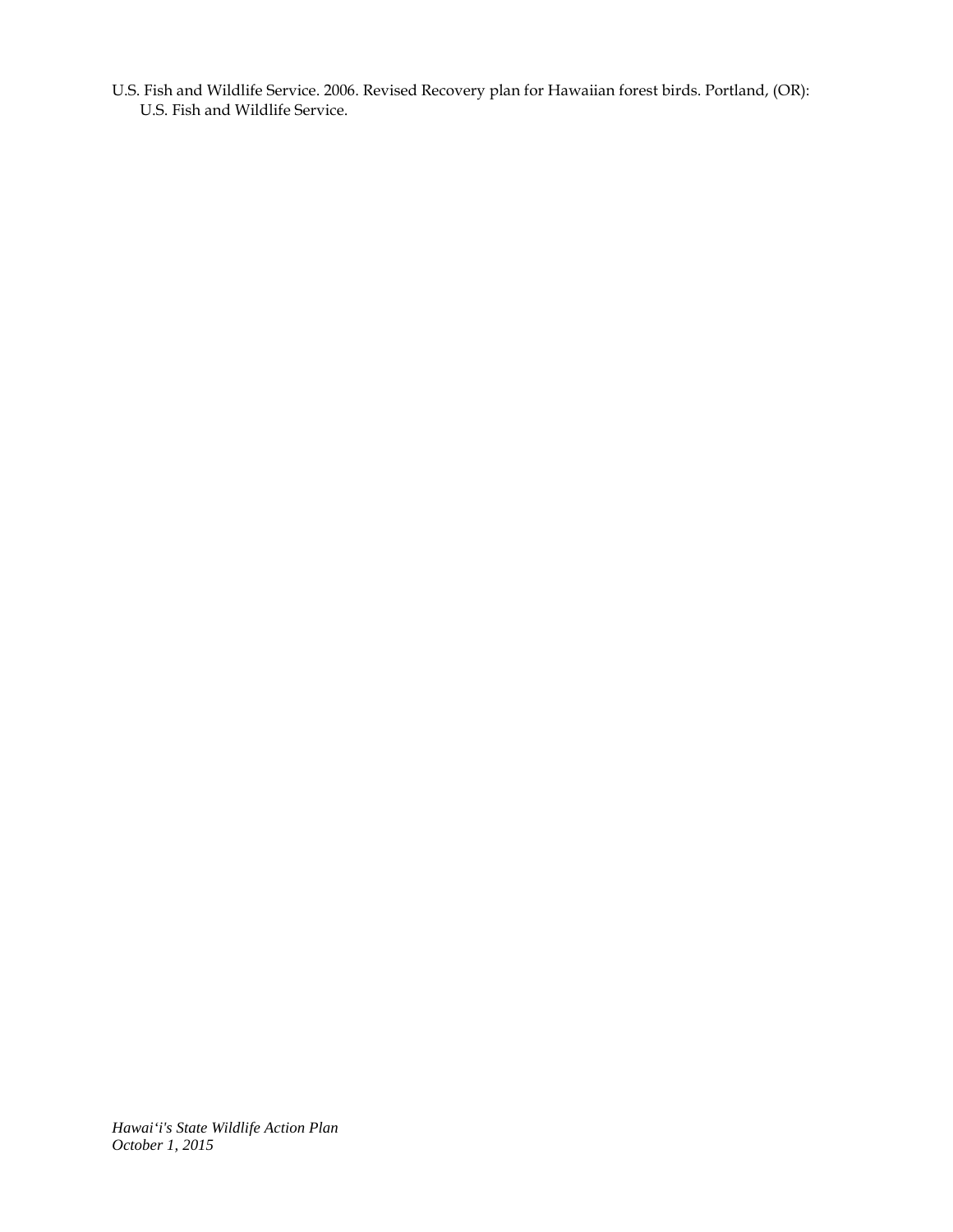U.S. Fish and Wildlife Service. 2006. Revised Recovery plan for Hawaiian forest birds. Portland, (OR): U.S. Fish and Wildlife Service.